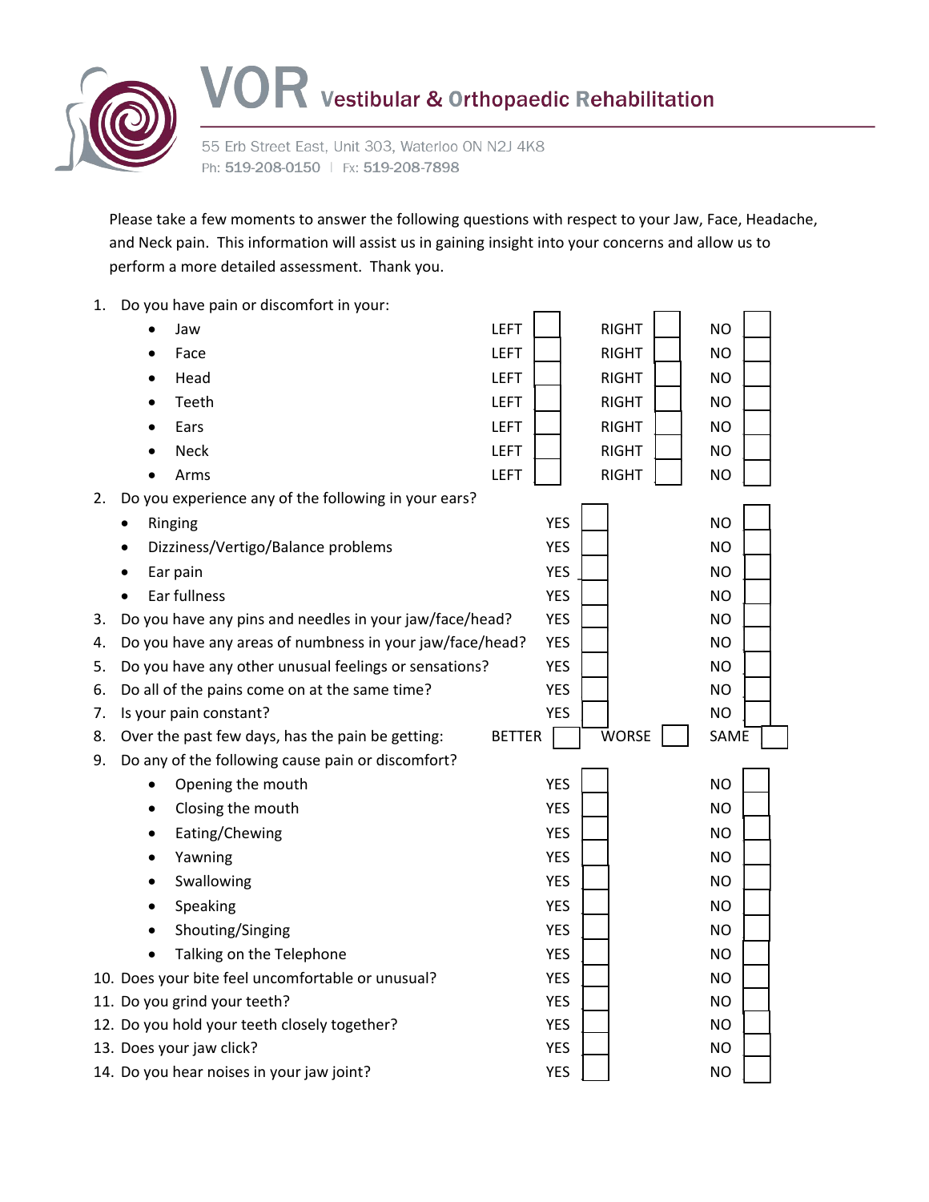# VOR Vestibular & Orthopaedic Rehabilitation

55 Erb Street East, Unit 303, Waterloo ON N2J 4K8
Ph: 519-208-0150 | Fx: 519-208-7898

Please take a few moments to answer the following questions with respect to your Jaw, Face, Headache, and Neck pain. This information will assist us in gaining insight into your concerns and allow us to perform a more detailed assessment. Thank you.

1. Do you have pain or discomfort in your:

| | | | |
|---|---|---|---|
| • Jaw | LEFT ☐ | RIGHT ☐ | NO ☐ |
| • Face | LEFT ☐ | RIGHT ☐ | NO ☐ |
| • Head | LEFT ☐ | RIGHT ☐ | NO ☐ |
| • Teeth | LEFT ☐ | RIGHT ☐ | NO ☐ |
| • Ears | LEFT ☐ | RIGHT ☐ | NO ☐ |
| • Neck | LEFT ☐ | RIGHT ☐ | NO ☐ |
| • Arms | LEFT ☐ | RIGHT ☐ | NO ☐ |

2. Do you experience any of the following in your ears?

| | | |
|---|---|---|
| • Ringing | YES ☐ | NO ☐ |
| • Dizziness/Vertigo/Balance problems | YES ☐ | NO ☐ |
| • Ear pain | YES ☐ | NO ☐ |
| • Ear fullness | YES ☐ | NO ☐ |

| | | | |
|---|---|---|---|
| 3. Do you have any pins and needles in your jaw/face/head? | YES ☐ | | NO ☐ |
| 4. Do you have any areas of numbness in your jaw/face/head? | YES ☐ | | NO ☐ |
| 5. Do you have any other unusual feelings or sensations? | YES ☐ | | NO ☐ |
| 6. Do all of the pains come on at the same time? | YES ☐ | | NO ☐ |
| 7. Is your pain constant? | YES ☐ | | NO ☐ |
| 8. Over the past few days, has the pain be getting: | BETTER ☐ | WORSE ☐ | SAME ☐ |

9. Do any of the following cause pain or discomfort?

| | | |
|---|---|---|
| • Opening the mouth | YES ☐ | NO ☐ |
| • Closing the mouth | YES ☐ | NO ☐ |
| • Eating/Chewing | YES ☐ | NO ☐ |
| • Yawning | YES ☐ | NO ☐ |
| • Swallowing | YES ☐ | NO ☐ |
| • Speaking | YES ☐ | NO ☐ |
| • Shouting/Singing | YES ☐ | NO ☐ |
| • Talking on the Telephone | YES ☐ | NO ☐ |

| | | |
|---|---|---|
| 10. Does your bite feel uncomfortable or unusual? | YES ☐ | NO ☐ |
| 11. Do you grind your teeth? | YES ☐ | NO ☐ |
| 12. Do you hold your teeth closely together? | YES ☐ | NO ☐ |
| 13. Does your jaw click? | YES ☐ | NO ☐ |
| 14. Do you hear noises in your jaw joint? | YES ☐ | NO ☐ |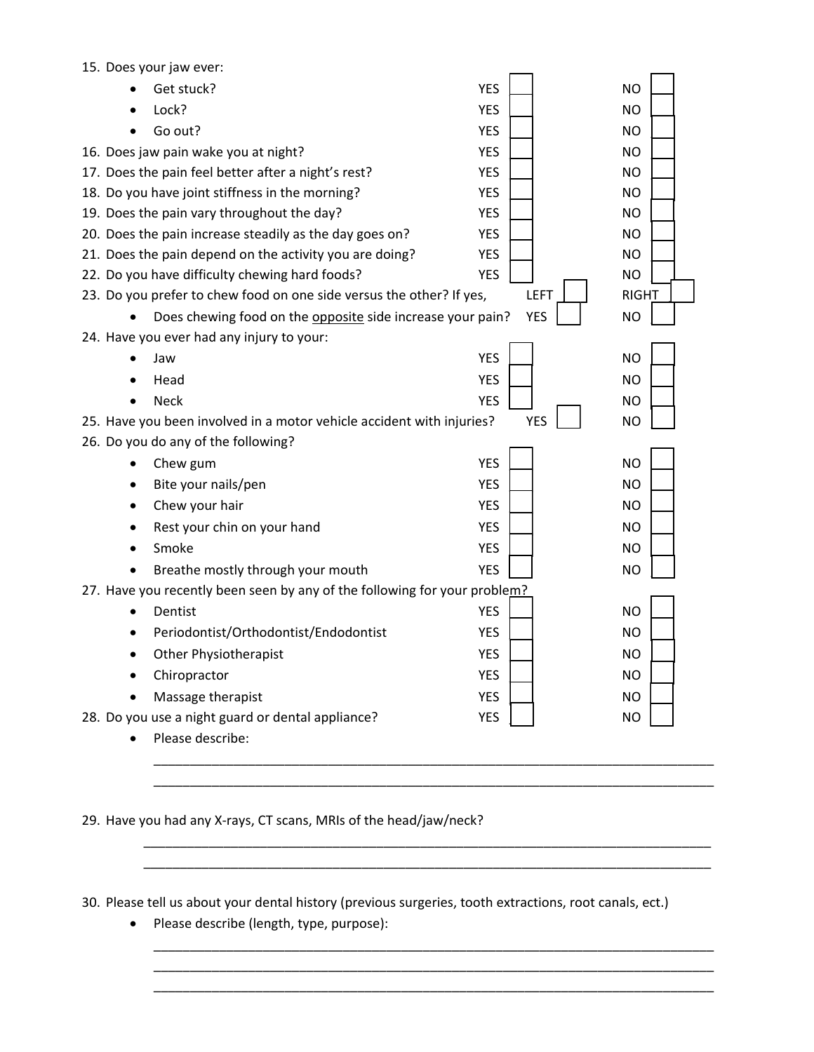15. Does your jaw ever:
    - Get stuck? YES ☐ NO ☐
    - Lock? YES ☐ NO ☐
    - Go out? YES ☐ NO ☐
16. Does jaw pain wake you at night? YES ☐ NO ☐
17. Does the pain feel better after a night's rest? YES ☐ NO ☐
18. Do you have joint stiffness in the morning? YES ☐ NO ☐
19. Does the pain vary throughout the day? YES ☐ NO ☐
20. Does the pain increase steadily as the day goes on? YES ☐ NO ☐
21. Does the pain depend on the activity you are doing? YES ☐ NO ☐
22. Do you have difficulty chewing hard foods? YES ☐ NO ☐
23. Do you prefer to chew food on one side versus the other? If yes, LEFT ☐ RIGHT ☐
    - Does chewing food on the <u>opposite</u> side increase your pain? YES ☐ NO ☐
24. Have you ever had any injury to your:
    - Jaw YES ☐ NO ☐
    - Head YES ☐ NO ☐
    - Neck YES ☐ NO ☐
25. Have you been involved in a motor vehicle accident with injuries? YES ☐ NO ☐
26. Do you do any of the following?
    - Chew gum YES ☐ NO ☐
    - Bite your nails/pen YES ☐ NO ☐
    - Chew your hair YES ☐ NO ☐
    - Rest your chin on your hand YES ☐ NO ☐
    - Smoke YES ☐ NO ☐
    - Breathe mostly through your mouth YES ☐ NO ☐
27. Have you recently been seen by any of the following for your problem?
    - Dentist YES ☐ NO ☐
    - Periodontist/Orthodontist/Endodontist YES ☐ NO ☐
    - Other Physiotherapist YES ☐ NO ☐
    - Chiropractor YES ☐ NO ☐
    - Massage therapist YES ☐ NO ☐
28. Do you use a night guard or dental appliance? YES ☐ NO ☐
    - Please describe:

      ______________________________________________________________________________

      ______________________________________________________________________________

29. Have you had any X-rays, CT scans, MRIs of the head/jaw/neck?

    ______________________________________________________________________________

    ______________________________________________________________________________

30. Please tell us about your dental history (previous surgeries, tooth extractions, root canals, ect.)
    - Please describe (length, type, purpose):

      ______________________________________________________________________________

      ______________________________________________________________________________

      ______________________________________________________________________________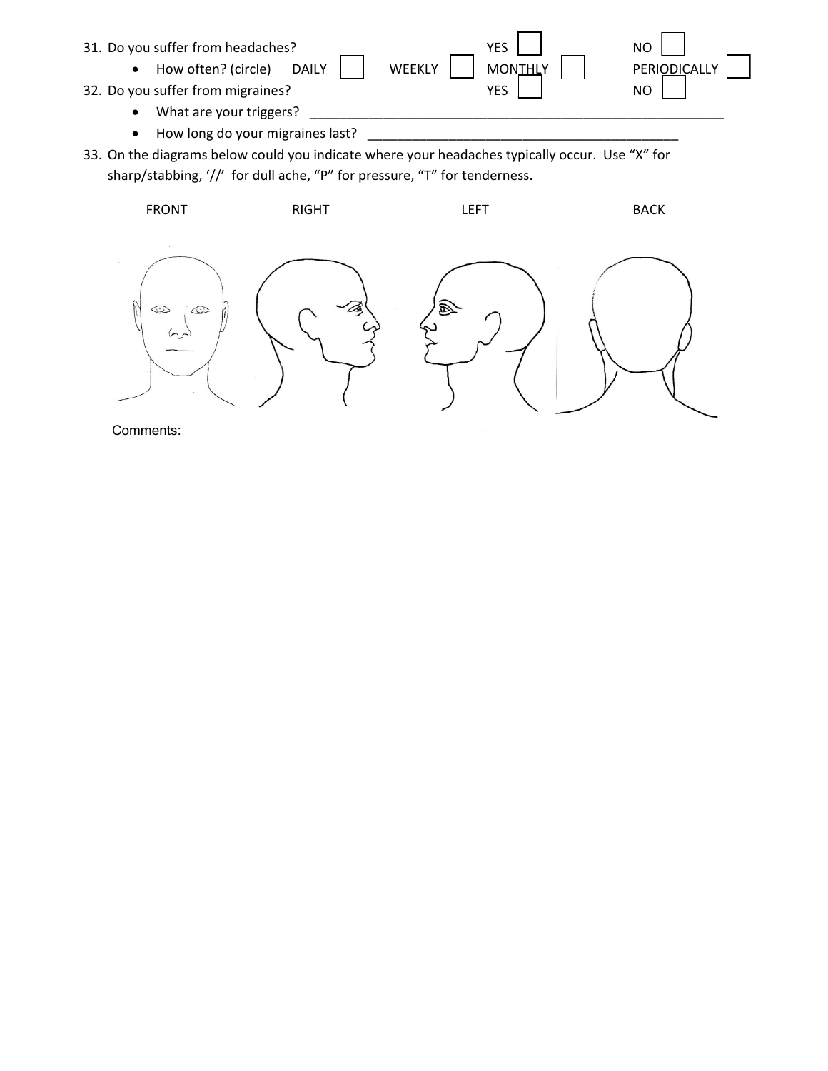31. Do you suffer from headaches? YES ☐ NO ☐
    - How often? (circle) DAILY ☐ WEEKLY ☐ MONTHLY ☐ PERIODICALLY ☐
32. Do you suffer from migraines? YES ☐ NO ☐
    - What are your triggers? ____________________________________________________________
    - How long do your migraines last? ____________________________________________
33. On the diagrams below could you indicate where your headaches typically occur. Use "X" for sharp/stabbing, '//' for dull ache, "P" for pressure, "T" for tenderness.

FRONT RIGHT LEFT BACK

Comments: